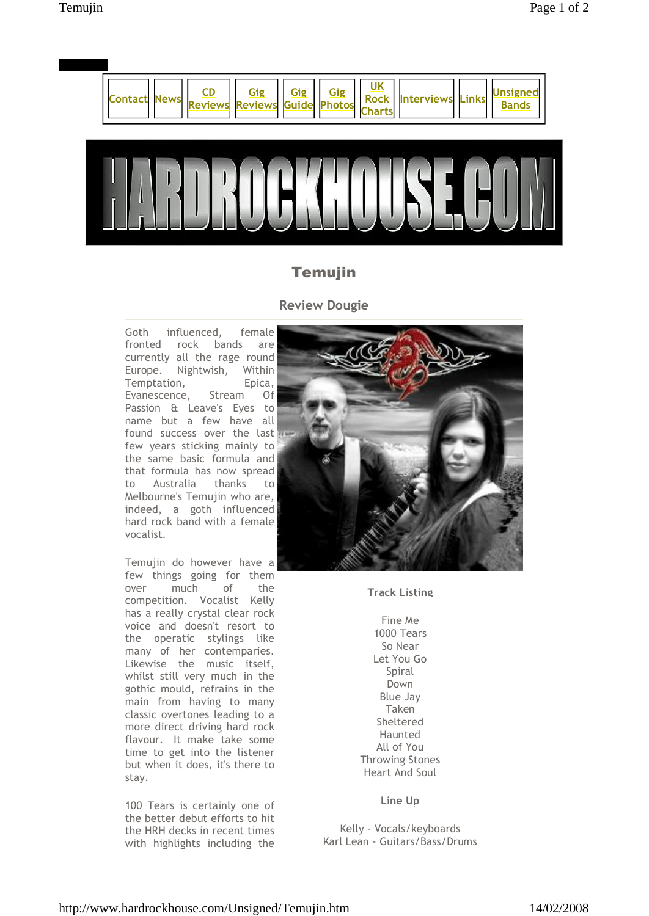Contact | News | CD Reviews | Gig Reviews | Gig Guide | Gig Photos | UK Rock Charts | Interviews | Links | Unsigned Bands

HARDROCKHOUSE.COM

# Temujin

## Review Dougie

Goth influenced, female fronted rock bands are currently all the rage round Europe. Nightwish, Within Temptation, Epica, Evanescence, Stream Of Passion & Leave's Eyes to name but a few have all found success over the last few years sticking mainly to the same basic formula and that formula has now spread to Australia thanks to Melbourne's Temujin who are, indeed, a goth influenced hard rock band with a female vocalist.

Temujin do however have a few things going for them over much of the competition. Vocalist Kelly has a really crystal clear rock voice and doesn't resort to the operatic stylings like many of her contempories. Likewise the music itself, whilst still very much in the gothic mould, refrains in the main from having to many classic overtones leading to a more direct driving hard rock flavour. It make take some time to get into the listener but when it does, it's there to stay.

100 Tears is certainly one of the better debut efforts to hit the HRH decks in recent times with highlights including the

### Track Listing

Fine Me
1000 Tears
So Near
Let You Go
Spiral
Down
Blue Jay
Taken
Sheltered
Haunted
All of You
Throwing Stones
Heart And Soul

### Line Up

Kelly - Vocals/keyboards
Karl Lean - Guitars/Bass/Drums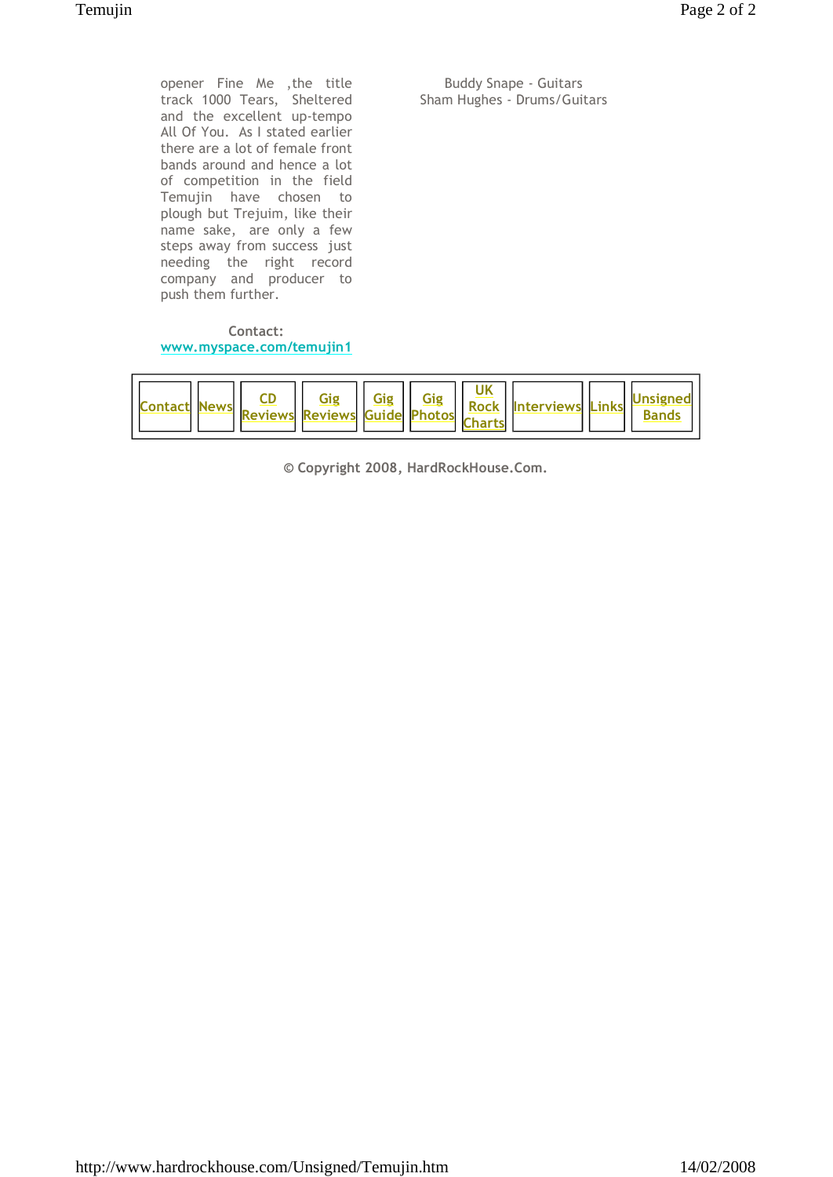opener Fine Me ,the title track 1000 Tears, Sheltered and the excellent up-tempo All Of You. As I stated earlier there are a lot of female front bands around and hence a lot of competition in the field Temujin have chosen to plough but Trejuim, like their name sake, are only a few steps away from success just needing the right record company and producer to push them further.

**Contact:**
**www.myspace.com/temujin1**

Buddy Snape - Guitars
Sham Hughes - Drums/Guitars

| Contact | News | CD Reviews | Gig Reviews | Gig Guide | Gig Photos | UK Rock Charts | Interviews | Links | Unsigned Bands |
|---|---|---|---|---|---|---|---|---|---|

**© Copyright 2008, HardRockHouse.Com.**